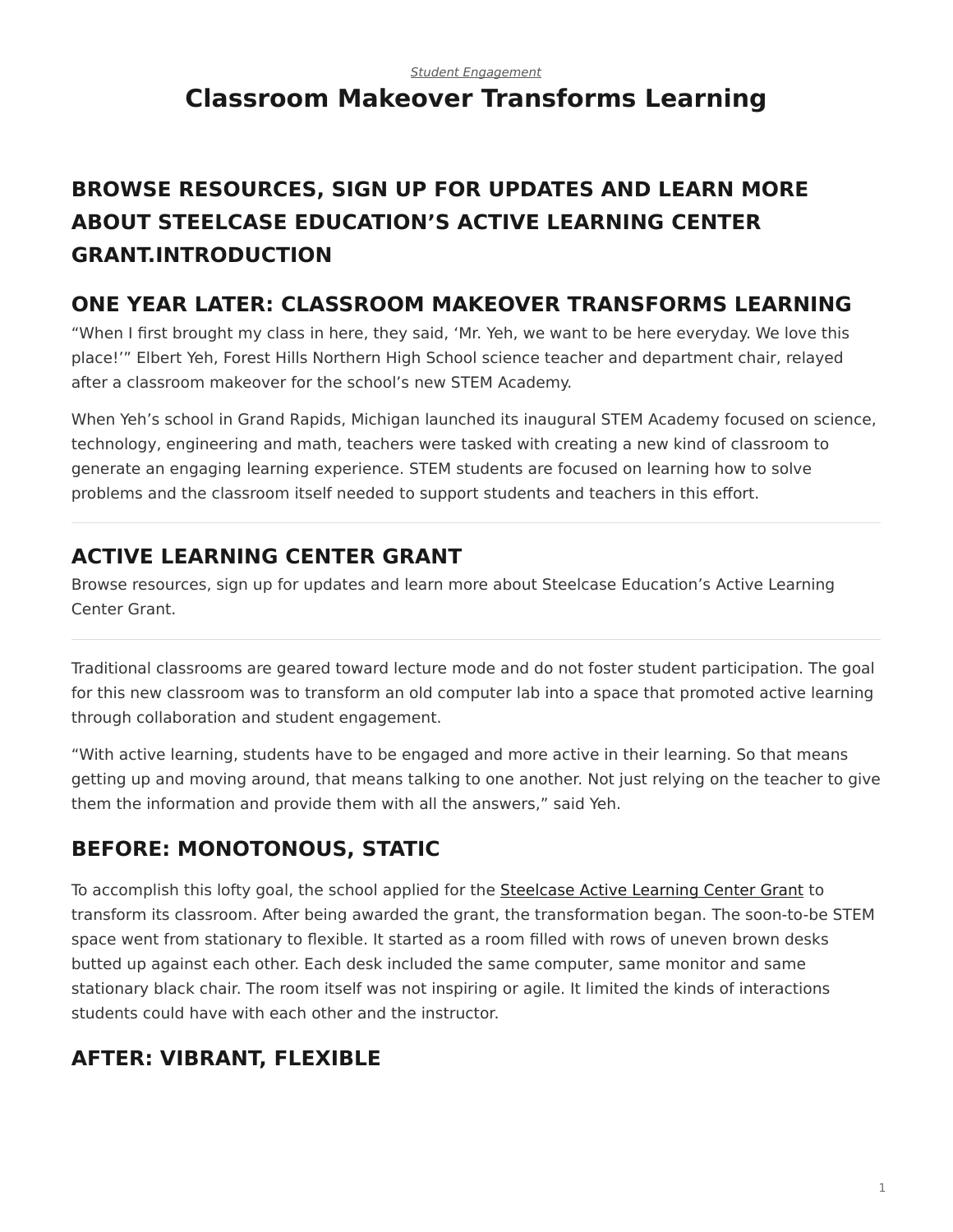*Student Engagement*

# Classroom Makeover Transforms Learning

## BROWSE RESOURCES, SIGN UP FOR UPDATES AND LEARN MORE ABOUT STEELCASE EDUCATION'S ACTIVE LEARNING CENTER GRANT.INTRODUCTION

## ONE YEAR LATER: CLASSROOM MAKEOVER TRANSFORMS LEARNING

"When I first brought my class in here, they said, 'Mr. Yeh, we want to be here everyday. We love this place!'" Elbert Yeh, Forest Hills Northern High School science teacher and department chair, relayed after a classroom makeover for the school's new STEM Academy.

When Yeh's school in Grand Rapids, Michigan launched its inaugural STEM Academy focused on science, technology, engineering and math, teachers were tasked with creating a new kind of classroom to generate an engaging learning experience. STEM students are focused on learning how to solve problems and the classroom itself needed to support students and teachers in this effort.

---

## ACTIVE LEARNING CENTER GRANT

Browse resources, sign up for updates and learn more about Steelcase Education's Active Learning Center Grant.

---

Traditional classrooms are geared toward lecture mode and do not foster student participation. The goal for this new classroom was to transform an old computer lab into a space that promoted active learning through collaboration and student engagement.

"With active learning, students have to be engaged and more active in their learning. So that means getting up and moving around, that means talking to one another. Not just relying on the teacher to give them the information and provide them with all the answers," said Yeh.

## BEFORE: MONOTONOUS, STATIC

To accomplish this lofty goal, the school applied for the Steelcase Active Learning Center Grant to transform its classroom. After being awarded the grant, the transformation began. The soon-to-be STEM space went from stationary to flexible. It started as a room filled with rows of uneven brown desks butted up against each other. Each desk included the same computer, same monitor and same stationary black chair. The room itself was not inspiring or agile. It limited the kinds of interactions students could have with each other and the instructor.

## AFTER: VIBRANT, FLEXIBLE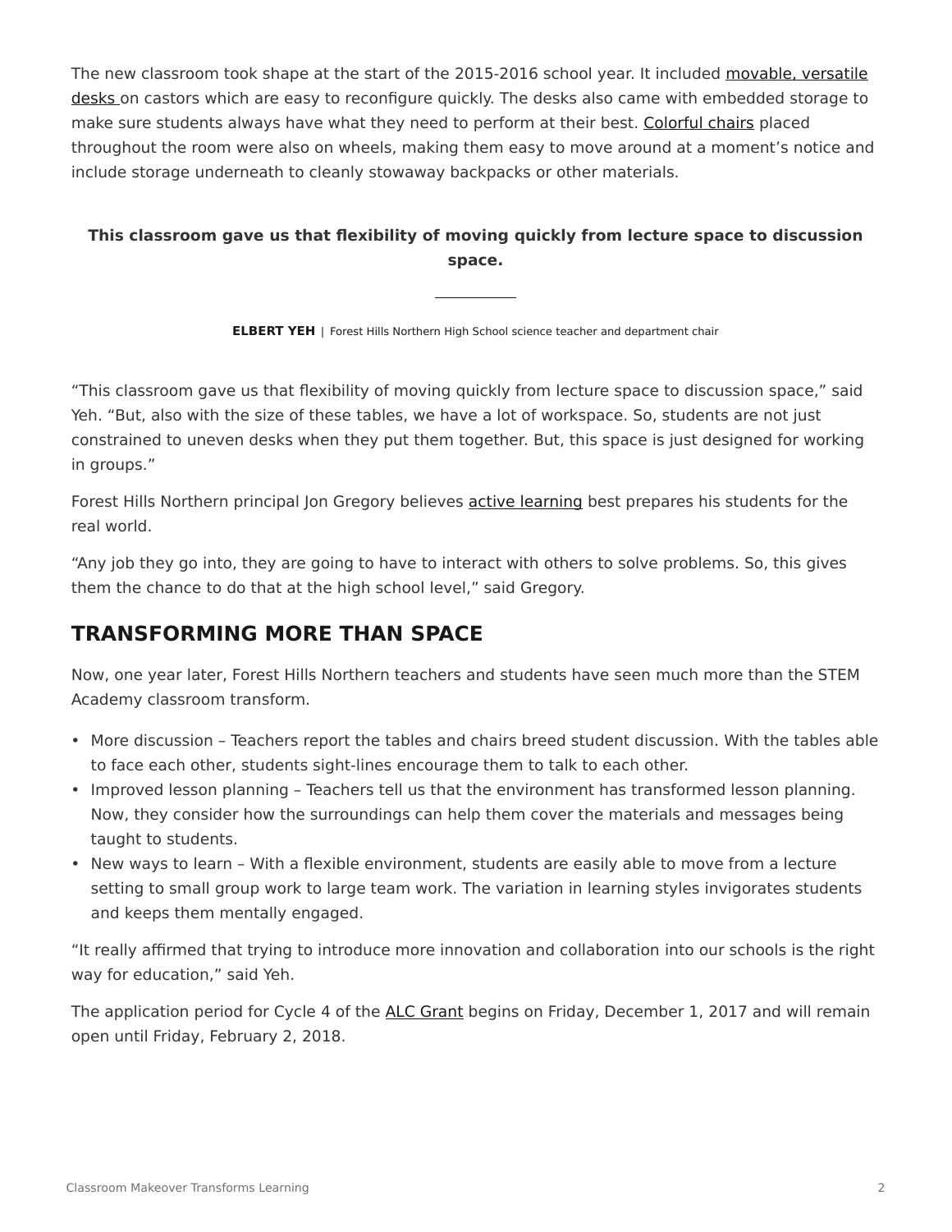The new classroom took shape at the start of the 2015-2016 school year. It included movable, versatile desks on castors which are easy to reconfigure quickly. The desks also came with embedded storage to make sure students always have what they need to perform at their best. Colorful chairs placed throughout the room were also on wheels, making them easy to move around at a moment's notice and include storage underneath to cleanly stowaway backpacks or other materials.

> **This classroom gave us that flexibility of moving quickly from lecture space to discussion space.**
>
> **ELBERT YEH** | Forest Hills Northern High School science teacher and department chair

"This classroom gave us that flexibility of moving quickly from lecture space to discussion space," said Yeh. "But, also with the size of these tables, we have a lot of workspace. So, students are not just constrained to uneven desks when they put them together. But, this space is just designed for working in groups."

Forest Hills Northern principal Jon Gregory believes active learning best prepares his students for the real world.

"Any job they go into, they are going to have to interact with others to solve problems. So, this gives them the chance to do that at the high school level," said Gregory.

## TRANSFORMING MORE THAN SPACE

Now, one year later, Forest Hills Northern teachers and students have seen much more than the STEM Academy classroom transform.

- More discussion – Teachers report the tables and chairs breed student discussion. With the tables able to face each other, students sight-lines encourage them to talk to each other.
- Improved lesson planning – Teachers tell us that the environment has transformed lesson planning. Now, they consider how the surroundings can help them cover the materials and messages being taught to students.
- New ways to learn – With a flexible environment, students are easily able to move from a lecture setting to small group work to large team work. The variation in learning styles invigorates students and keeps them mentally engaged.

"It really affirmed that trying to introduce more innovation and collaboration into our schools is the right way for education," said Yeh.

The application period for Cycle 4 of the ALC Grant begins on Friday, December 1, 2017 and will remain open until Friday, February 2, 2018.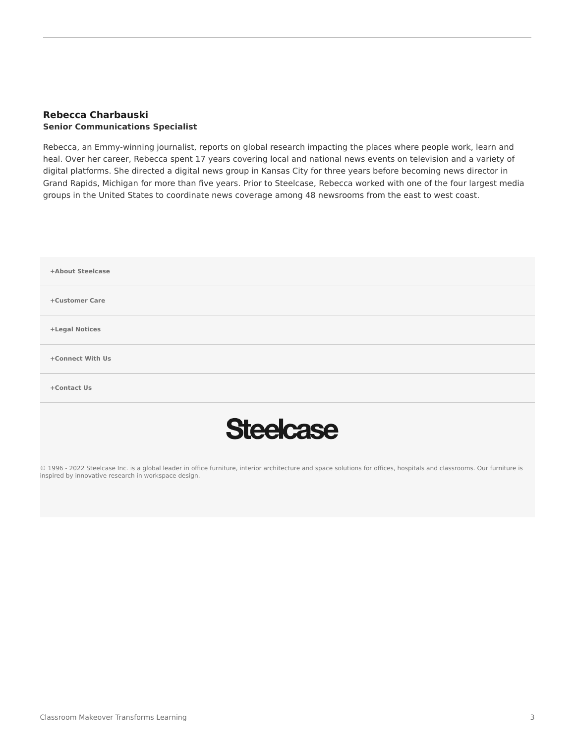**Rebecca Charbauski**

**Senior Communications Specialist**

Rebecca, an Emmy-winning journalist, reports on global research impacting the places where people work, learn and heal. Over her career, Rebecca spent 17 years covering local and national news events on television and a variety of digital platforms. She directed a digital news group in Kansas City for three years before becoming news director in Grand Rapids, Michigan for more than five years. Prior to Steelcase, Rebecca worked with one of the four largest media groups in the United States to coordinate news coverage among 48 newsrooms from the east to west coast.

+About Steelcase

+Customer Care

+Legal Notices

+Connect With Us

+Contact Us

Steelcase

© 1996 - 2022 Steelcase Inc. is a global leader in office furniture, interior architecture and space solutions for offices, hospitals and classrooms. Our furniture is inspired by innovative research in workspace design.